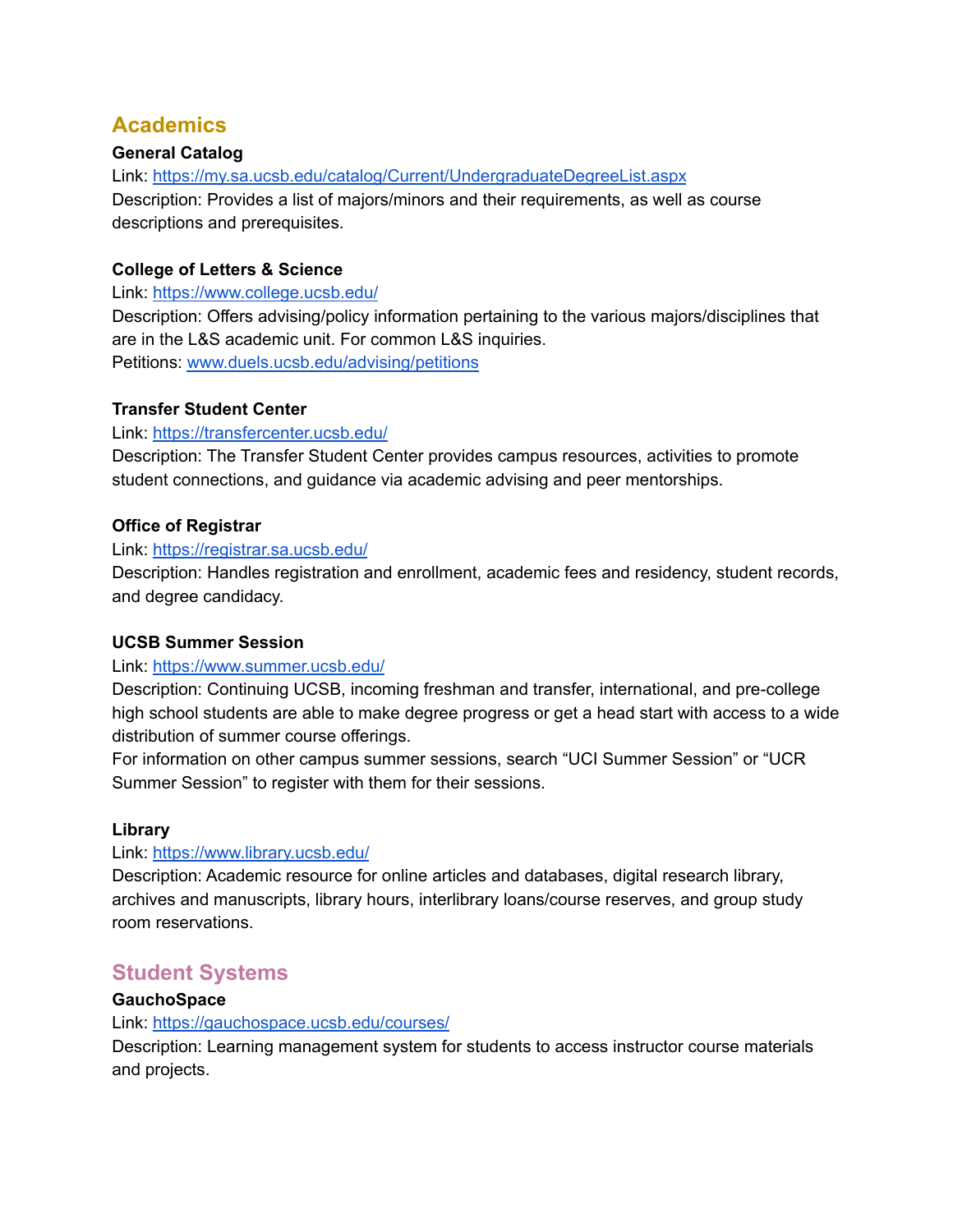## Academics

**General Catalog**
Link: https://my.sa.ucsb.edu/catalog/Current/UndergraduateDegreeList.aspx
Description: Provides a list of majors/minors and their requirements, as well as course descriptions and prerequisites.

**College of Letters & Science**
Link: https://www.college.ucsb.edu/
Description: Offers advising/policy information pertaining to the various majors/disciplines that are in the L&S academic unit. For common L&S inquiries.
Petitions: www.duels.ucsb.edu/advising/petitions

**Transfer Student Center**
Link: https://transfercenter.ucsb.edu/
Description: The Transfer Student Center provides campus resources, activities to promote student connections, and guidance via academic advising and peer mentorships.

**Office of Registrar**
Link: https://registrar.sa.ucsb.edu/
Description: Handles registration and enrollment, academic fees and residency, student records, and degree candidacy.

**UCSB Summer Session**
Link: https://www.summer.ucsb.edu/
Description: Continuing UCSB, incoming freshman and transfer, international, and pre-college high school students are able to make degree progress or get a head start with access to a wide distribution of summer course offerings.
For information on other campus summer sessions, search “UCI Summer Session” or “UCR Summer Session” to register with them for their sessions.

**Library**
Link: https://www.library.ucsb.edu/
Description: Academic resource for online articles and databases, digital research library, archives and manuscripts, library hours, interlibrary loans/course reserves, and group study room reservations.

## Student Systems

**GauchoSpace**
Link: https://gauchospace.ucsb.edu/courses/
Description: Learning management system for students to access instructor course materials and projects.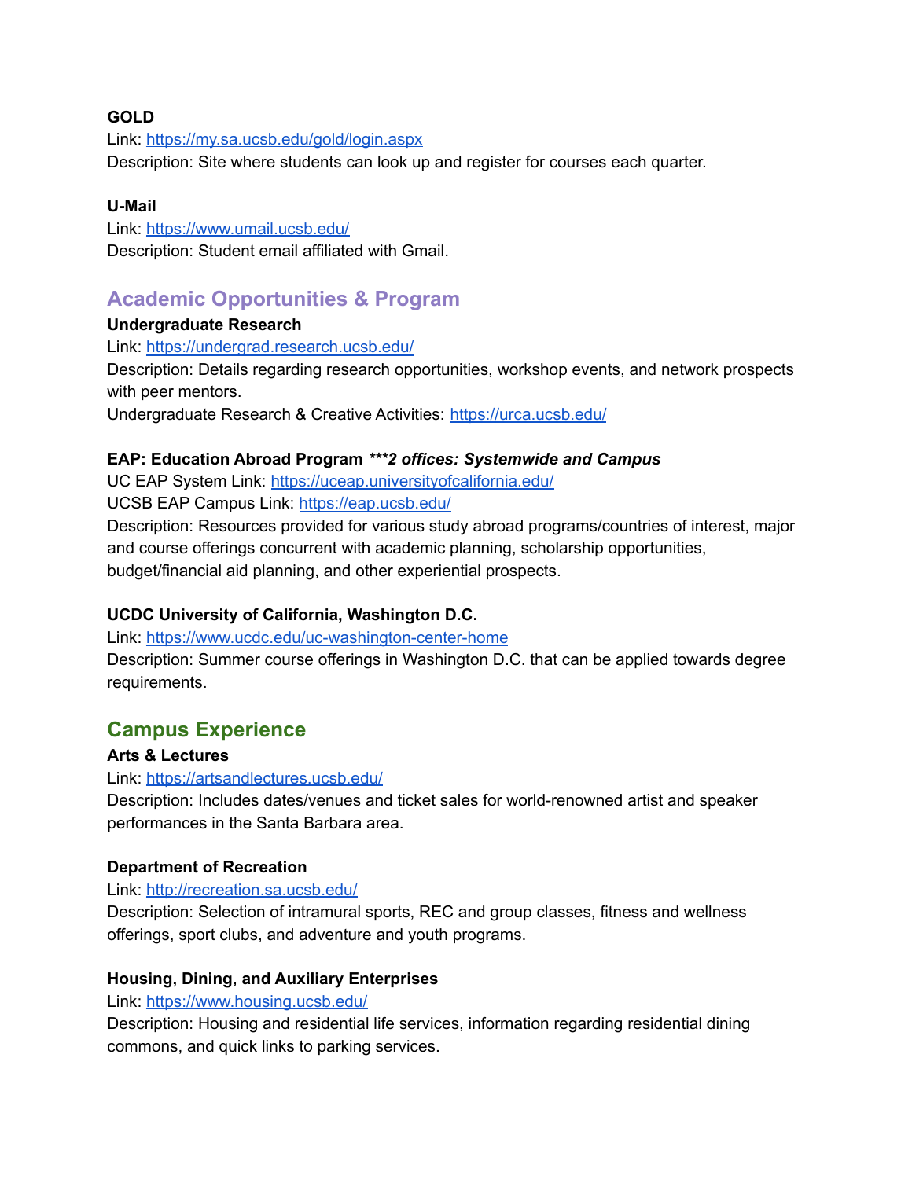**GOLD**
Link: [https://my.sa.ucsb.edu/gold/login.aspx](https://my.sa.ucsb.edu/gold/login.aspx)
Description: Site where students can look up and register for courses each quarter.

**U-Mail**
Link: [https://www.umail.ucsb.edu/](https://www.umail.ucsb.edu/)
Description: Student email affiliated with Gmail.

## Academic Opportunities & Program

**Undergraduate Research**
Link: [https://undergrad.research.ucsb.edu/](https://undergrad.research.ucsb.edu/)
Description: Details regarding research opportunities, workshop events, and network prospects with peer mentors.
Undergraduate Research & Creative Activities: [https://urca.ucsb.edu/](https://urca.ucsb.edu/)

**EAP: Education Abroad Program *\*\*\*2 offices: Systemwide and Campus***
UC EAP System Link: [https://uceap.universityofcalifornia.edu/](https://uceap.universityofcalifornia.edu/)
UCSB EAP Campus Link: [https://eap.ucsb.edu/](https://eap.ucsb.edu/)
Description: Resources provided for various study abroad programs/countries of interest, major and course offerings concurrent with academic planning, scholarship opportunities, budget/financial aid planning, and other experiential prospects.

**UCDC University of California, Washington D.C.**
Link: [https://www.ucdc.edu/uc-washington-center-home](https://www.ucdc.edu/uc-washington-center-home)
Description: Summer course offerings in Washington D.C. that can be applied towards degree requirements.

## Campus Experience

**Arts & Lectures**
Link: [https://artsandlectures.ucsb.edu/](https://artsandlectures.ucsb.edu/)
Description: Includes dates/venues and ticket sales for world-renowned artist and speaker performances in the Santa Barbara area.

**Department of Recreation**
Link: [http://recreation.sa.ucsb.edu/](http://recreation.sa.ucsb.edu/)
Description: Selection of intramural sports, REC and group classes, fitness and wellness offerings, sport clubs, and adventure and youth programs.

**Housing, Dining, and Auxiliary Enterprises**
Link: [https://www.housing.ucsb.edu/](https://www.housing.ucsb.edu/)
Description: Housing and residential life services, information regarding residential dining commons, and quick links to parking services.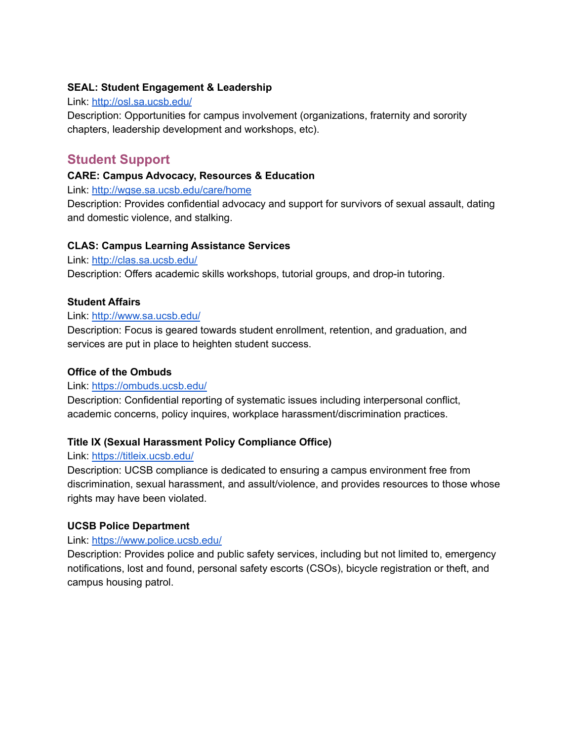**SEAL: Student Engagement & Leadership**

Link: [http://osl.sa.ucsb.edu/](http://osl.sa.ucsb.edu/)

Description: Opportunities for campus involvement (organizations, fraternity and sorority chapters, leadership development and workshops, etc).

## Student Support

**CARE: Campus Advocacy, Resources & Education**

Link: [http://wgse.sa.ucsb.edu/care/home](http://wgse.sa.ucsb.edu/care/home)

Description: Provides confidential advocacy and support for survivors of sexual assault, dating and domestic violence, and stalking.

**CLAS: Campus Learning Assistance Services**

Link: [http://clas.sa.ucsb.edu/](http://clas.sa.ucsb.edu/)

Description: Offers academic skills workshops, tutorial groups, and drop-in tutoring.

**Student Affairs**

Link: [http://www.sa.ucsb.edu/](http://www.sa.ucsb.edu/)

Description: Focus is geared towards student enrollment, retention, and graduation, and services are put in place to heighten student success.

**Office of the Ombuds**

Link: [https://ombuds.ucsb.edu/](https://ombuds.ucsb.edu/)

Description: Confidential reporting of systematic issues including interpersonal conflict, academic concerns, policy inquires, workplace harassment/discrimination practices.

**Title IX (Sexual Harassment Policy Compliance Office)**

Link: [https://titleix.ucsb.edu/](https://titleix.ucsb.edu/)

Description: UCSB compliance is dedicated to ensuring a campus environment free from discrimination, sexual harassment, and assult/violence, and provides resources to those whose rights may have been violated.

**UCSB Police Department**

Link: [https://www.police.ucsb.edu/](https://www.police.ucsb.edu/)

Description: Provides police and public safety services, including but not limited to, emergency notifications, lost and found, personal safety escorts (CSOs), bicycle registration or theft, and campus housing patrol.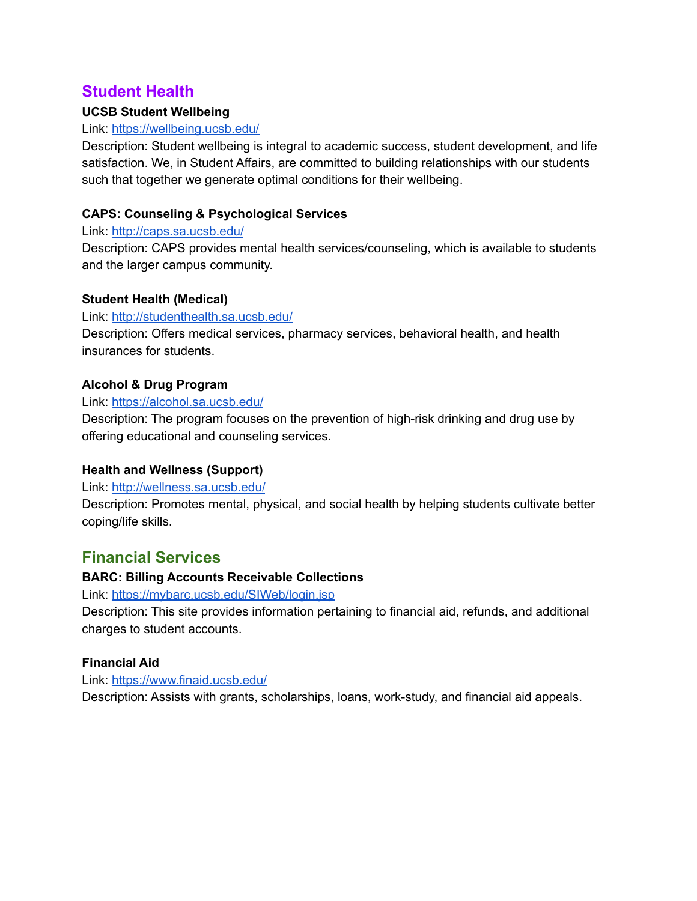## Student Health

**UCSB Student Wellbeing**

Link: https://wellbeing.ucsb.edu/

Description: Student wellbeing is integral to academic success, student development, and life satisfaction. We, in Student Affairs, are committed to building relationships with our students such that together we generate optimal conditions for their wellbeing.

**CAPS: Counseling & Psychological Services**

Link: http://caps.sa.ucsb.edu/

Description: CAPS provides mental health services/counseling, which is available to students and the larger campus community.

**Student Health (Medical)**

Link: http://studenthealth.sa.ucsb.edu/

Description: Offers medical services, pharmacy services, behavioral health, and health insurances for students.

**Alcohol & Drug Program**

Link: https://alcohol.sa.ucsb.edu/

Description: The program focuses on the prevention of high-risk drinking and drug use by offering educational and counseling services.

**Health and Wellness (Support)**

Link: http://wellness.sa.ucsb.edu/

Description: Promotes mental, physical, and social health by helping students cultivate better coping/life skills.

## Financial Services

**BARC: Billing Accounts Receivable Collections**

Link: https://mybarc.ucsb.edu/SIWeb/login.jsp

Description: This site provides information pertaining to financial aid, refunds, and additional charges to student accounts.

**Financial Aid**

Link: https://www.finaid.ucsb.edu/

Description: Assists with grants, scholarships, loans, work-study, and financial aid appeals.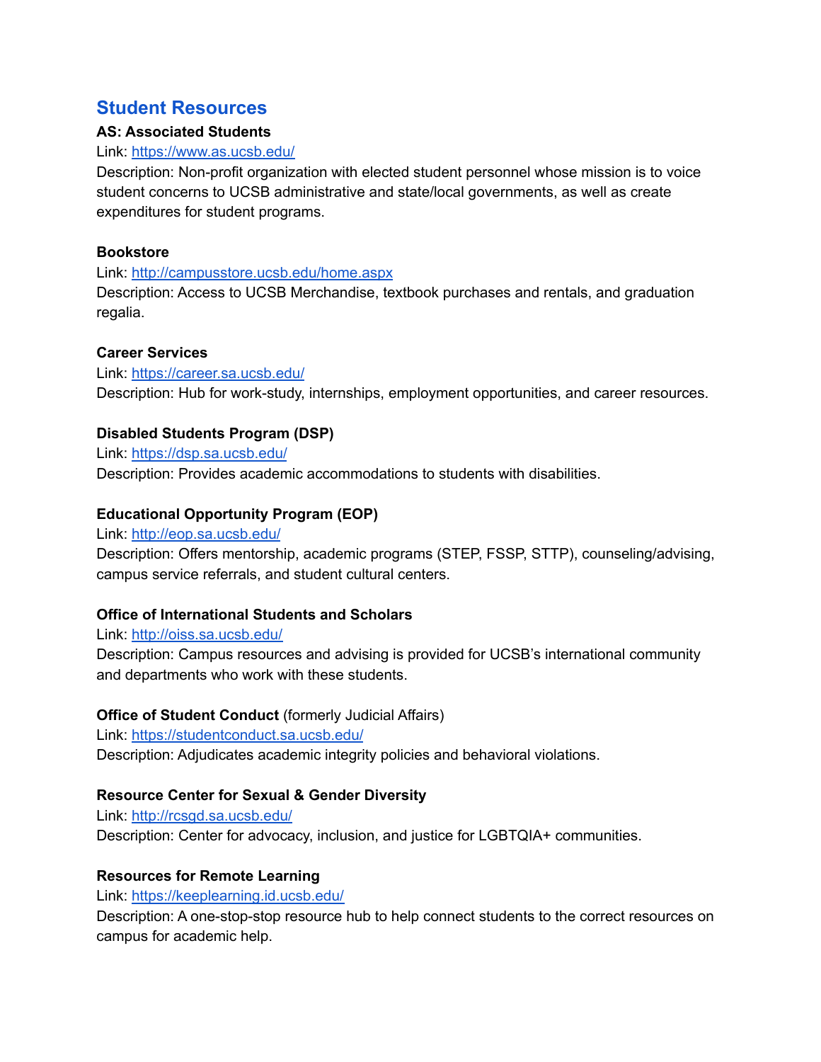## Student Resources

**AS: Associated Students**
Link: https://www.as.ucsb.edu/
Description: Non-profit organization with elected student personnel whose mission is to voice student concerns to UCSB administrative and state/local governments, as well as create expenditures for student programs.

**Bookstore**
Link: http://campusstore.ucsb.edu/home.aspx
Description: Access to UCSB Merchandise, textbook purchases and rentals, and graduation regalia.

**Career Services**
Link: https://career.sa.ucsb.edu/
Description: Hub for work-study, internships, employment opportunities, and career resources.

**Disabled Students Program (DSP)**
Link: https://dsp.sa.ucsb.edu/
Description: Provides academic accommodations to students with disabilities.

**Educational Opportunity Program (EOP)**
Link: http://eop.sa.ucsb.edu/
Description: Offers mentorship, academic programs (STEP, FSSP, STTP), counseling/advising, campus service referrals, and student cultural centers.

**Office of International Students and Scholars**
Link: http://oiss.sa.ucsb.edu/
Description: Campus resources and advising is provided for UCSB's international community and departments who work with these students.

**Office of Student Conduct** (formerly Judicial Affairs)
Link: https://studentconduct.sa.ucsb.edu/
Description: Adjudicates academic integrity policies and behavioral violations.

**Resource Center for Sexual & Gender Diversity**
Link: http://rcsgd.sa.ucsb.edu/
Description: Center for advocacy, inclusion, and justice for LGBTQIA+ communities.

**Resources for Remote Learning**
Link: https://keeplearning.id.ucsb.edu/
Description: A one-stop-stop resource hub to help connect students to the correct resources on campus for academic help.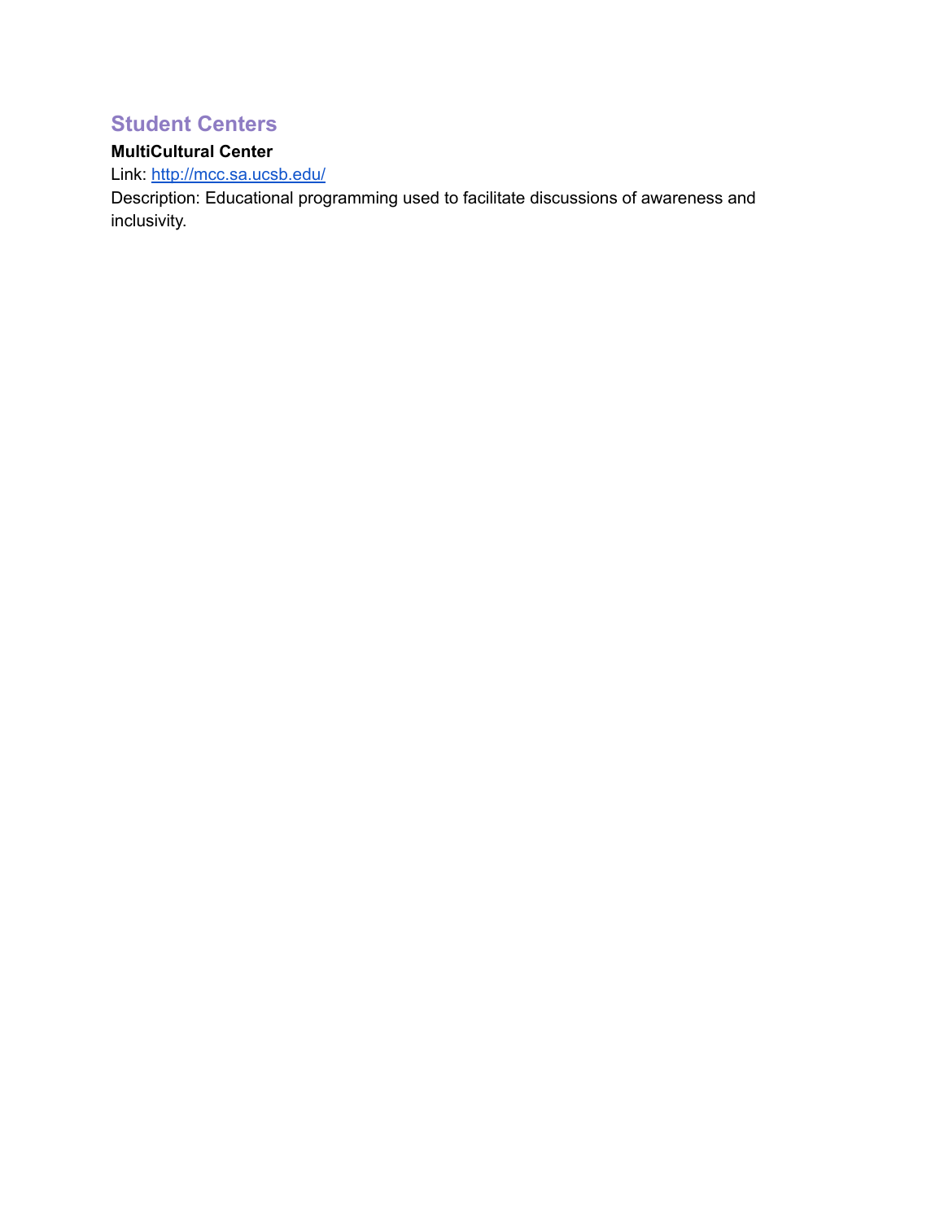## Student Centers

**MultiCultural Center**

Link: http://mcc.sa.ucsb.edu/

Description: Educational programming used to facilitate discussions of awareness and inclusivity.